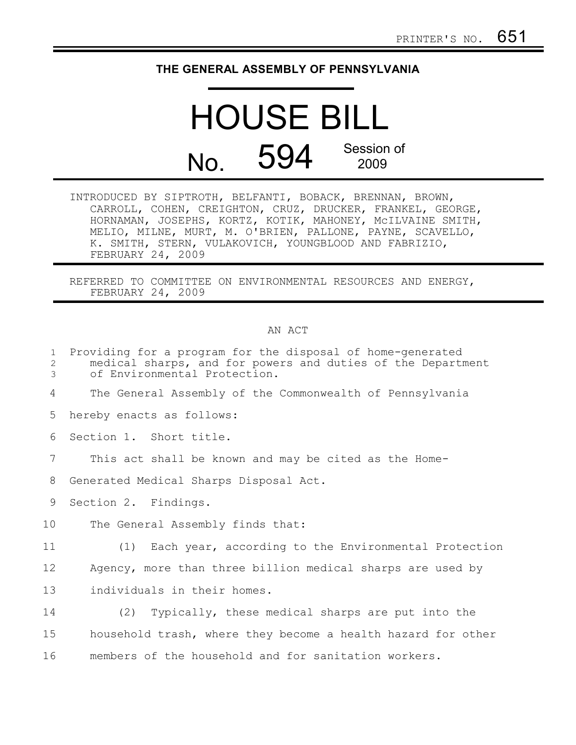PRINTER'S NO. 651

# THE GENERAL ASSEMBLY OF PENNSYLVANIA

# HOUSE BILL

## No. 594 Session of 2009

INTRODUCED BY SIPTROTH, BELFANTI, BOBACK, BRENNAN, BROWN, CARROLL, COHEN, CREIGHTON, CRUZ, DRUCKER, FRANKEL, GEORGE, HORNAMAN, JOSEPHS, KORTZ, KOTIK, MAHONEY, McILVAINE SMITH, MELIO, MILNE, MURT, M. O'BRIEN, PALLONE, PAYNE, SCAVELLO, K. SMITH, STERN, VULAKOVICH, YOUNGBLOOD AND FABRIZIO, FEBRUARY 24, 2009

REFERRED TO COMMITTEE ON ENVIRONMENTAL RESOURCES AND ENERGY, FEBRUARY 24, 2009

AN ACT

Providing for a program for the disposal of home-generated medical sharps, and for powers and duties of the Department of Environmental Protection.

The General Assembly of the Commonwealth of Pennsylvania hereby enacts as follows:

Section 1. Short title.

This act shall be known and may be cited as the Home-Generated Medical Sharps Disposal Act.

Section 2. Findings.

The General Assembly finds that:

(1) Each year, according to the Environmental Protection Agency, more than three billion medical sharps are used by individuals in their homes.

(2) Typically, these medical sharps are put into the household trash, where they become a health hazard for other members of the household and for sanitation workers.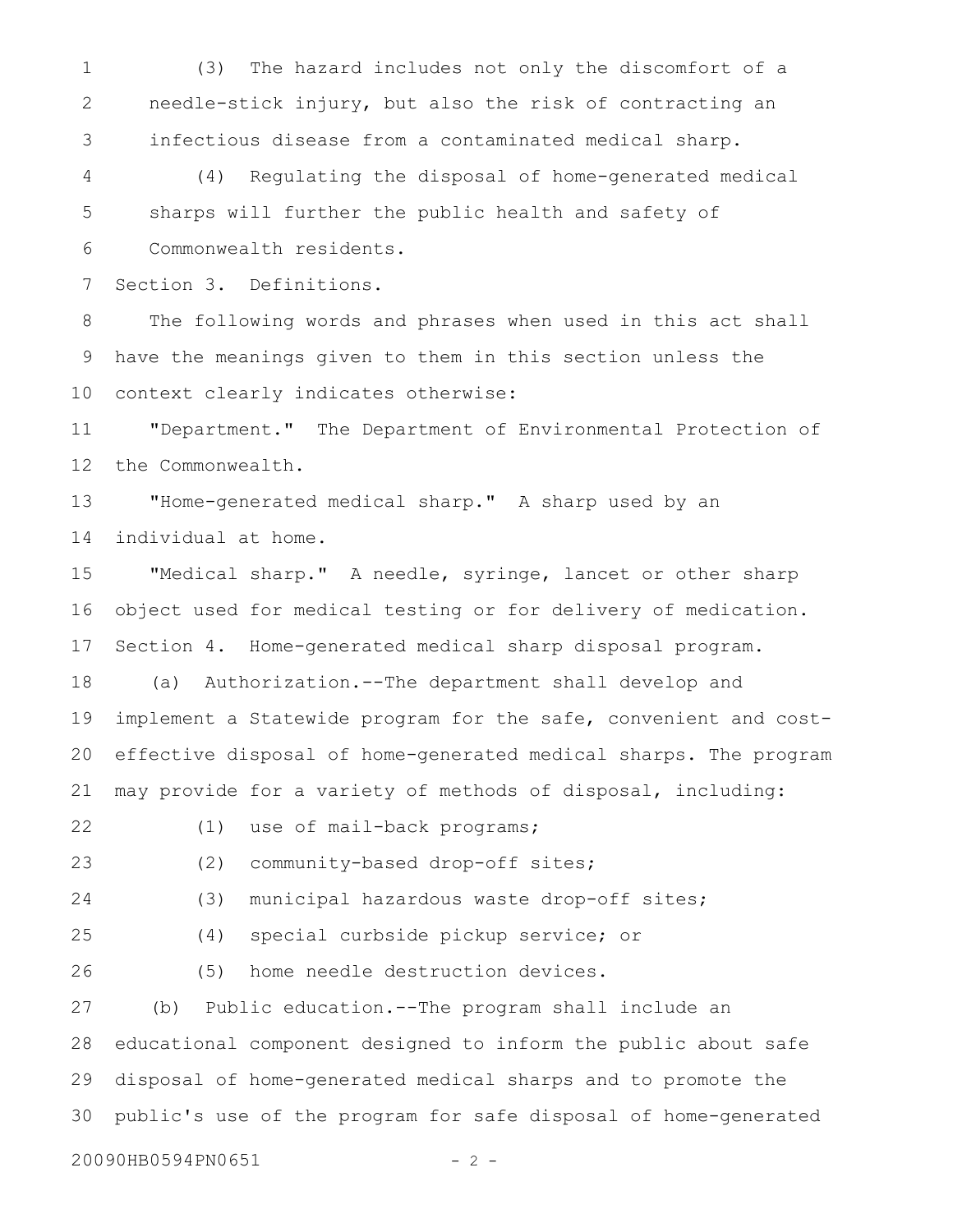(3) The hazard includes not only the discomfort of a needle-stick injury, but also the risk of contracting an infectious disease from a contaminated medical sharp.

(4) Regulating the disposal of home-generated medical sharps will further the public health and safety of Commonwealth residents.

Section 3. Definitions.

The following words and phrases when used in this act shall have the meanings given to them in this section unless the context clearly indicates otherwise:

"Department." The Department of Environmental Protection of the Commonwealth.

"Home-generated medical sharp." A sharp used by an individual at home.

"Medical sharp." A needle, syringe, lancet or other sharp object used for medical testing or for delivery of medication.

Section 4. Home-generated medical sharp disposal program.

(a) Authorization.--The department shall develop and implement a Statewide program for the safe, convenient and cost-effective disposal of home-generated medical sharps. The program may provide for a variety of methods of disposal, including:

(1) use of mail-back programs;

(2) community-based drop-off sites;

(3) municipal hazardous waste drop-off sites;

(4) special curbside pickup service; or

(5) home needle destruction devices.

(b) Public education.--The program shall include an educational component designed to inform the public about safe disposal of home-generated medical sharps and to promote the public's use of the program for safe disposal of home-generated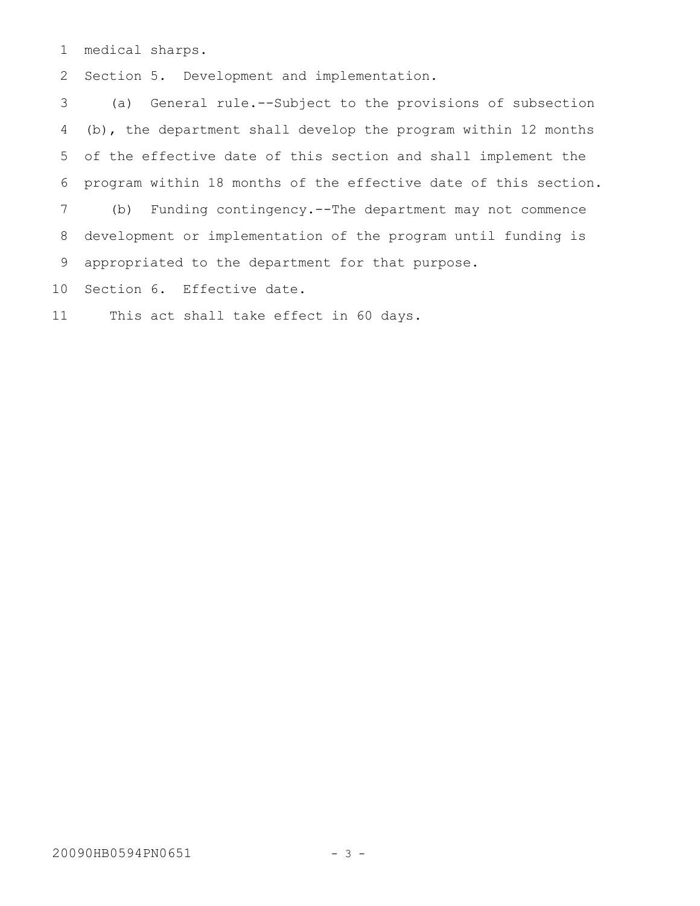medical sharps.

Section 5. Development and implementation.

(a) General rule.--Subject to the provisions of subsection (b), the department shall develop the program within 12 months of the effective date of this section and shall implement the program within 18 months of the effective date of this section.

(b) Funding contingency.--The department may not commence development or implementation of the program until funding is appropriated to the department for that purpose.

Section 6. Effective date.

This act shall take effect in 60 days.